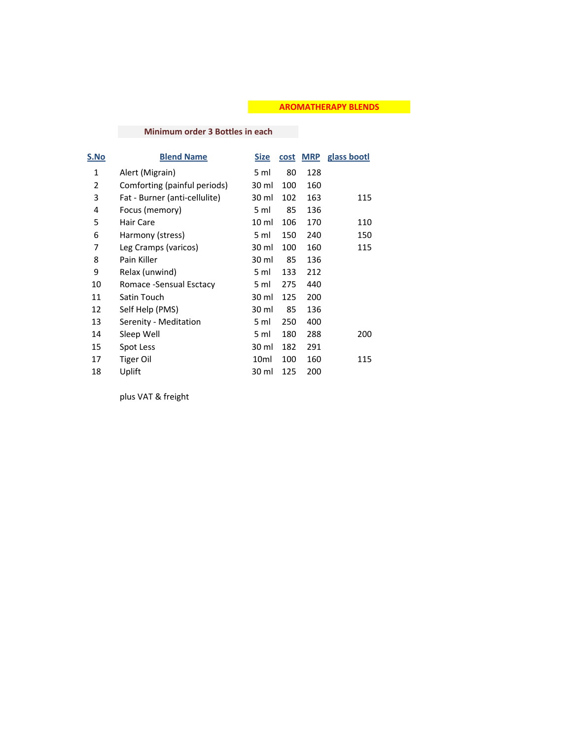# AROMATHERAPY BLENDS

**Minimum order 3 Bottles in each**

| S.No | Blend Name | Size | cost | MRP | glass bootl |
|---|---|---|---|---|---|
| 1 | Alert (Migrain) | 5 ml | 80 | 128 | |
| 2 | Comforting (painful periods) | 30 ml | 100 | 160 | |
| 3 | Fat - Burner (anti-cellulite) | 30 ml | 102 | 163 | 115 |
| 4 | Focus (memory) | 5 ml | 85 | 136 | |
| 5 | Hair Care | 10 ml | 106 | 170 | 110 |
| 6 | Harmony (stress) | 5 ml | 150 | 240 | 150 |
| 7 | Leg Cramps (varicos) | 30 ml | 100 | 160 | 115 |
| 8 | Pain Killer | 30 ml | 85 | 136 | |
| 9 | Relax (unwind) | 5 ml | 133 | 212 | |
| 10 | Romace -Sensual Esctacy | 5 ml | 275 | 440 | |
| 11 | Satin Touch | 30 ml | 125 | 200 | |
| 12 | Self Help (PMS) | 30 ml | 85 | 136 | |
| 13 | Serenity - Meditation | 5 ml | 250 | 400 | |
| 14 | Sleep Well | 5 ml | 180 | 288 | 200 |
| 15 | Spot Less | 30 ml | 182 | 291 | |
| 17 | Tiger Oil | 10ml | 100 | 160 | 115 |
| 18 | Uplift | 30 ml | 125 | 200 | |

plus VAT & freight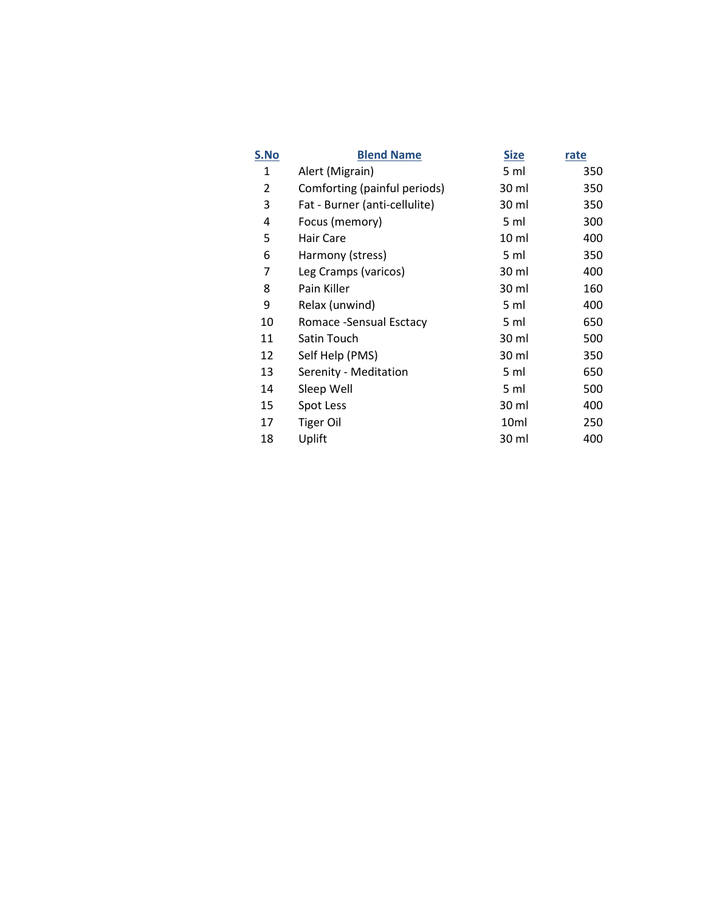| S.No | Blend Name | Size | rate |
|---|---|---|---|
| 1 | Alert (Migrain) | 5 ml | 350 |
| 2 | Comforting (painful periods) | 30 ml | 350 |
| 3 | Fat - Burner (anti-cellulite) | 30 ml | 350 |
| 4 | Focus (memory) | 5 ml | 300 |
| 5 | Hair Care | 10 ml | 400 |
| 6 | Harmony (stress) | 5 ml | 350 |
| 7 | Leg Cramps (varicos) | 30 ml | 400 |
| 8 | Pain Killer | 30 ml | 160 |
| 9 | Relax (unwind) | 5 ml | 400 |
| 10 | Romace -Sensual Esctacy | 5 ml | 650 |
| 11 | Satin Touch | 30 ml | 500 |
| 12 | Self Help (PMS) | 30 ml | 350 |
| 13 | Serenity - Meditation | 5 ml | 650 |
| 14 | Sleep Well | 5 ml | 500 |
| 15 | Spot Less | 30 ml | 400 |
| 17 | Tiger Oil | 10ml | 250 |
| 18 | Uplift | 30 ml | 400 |